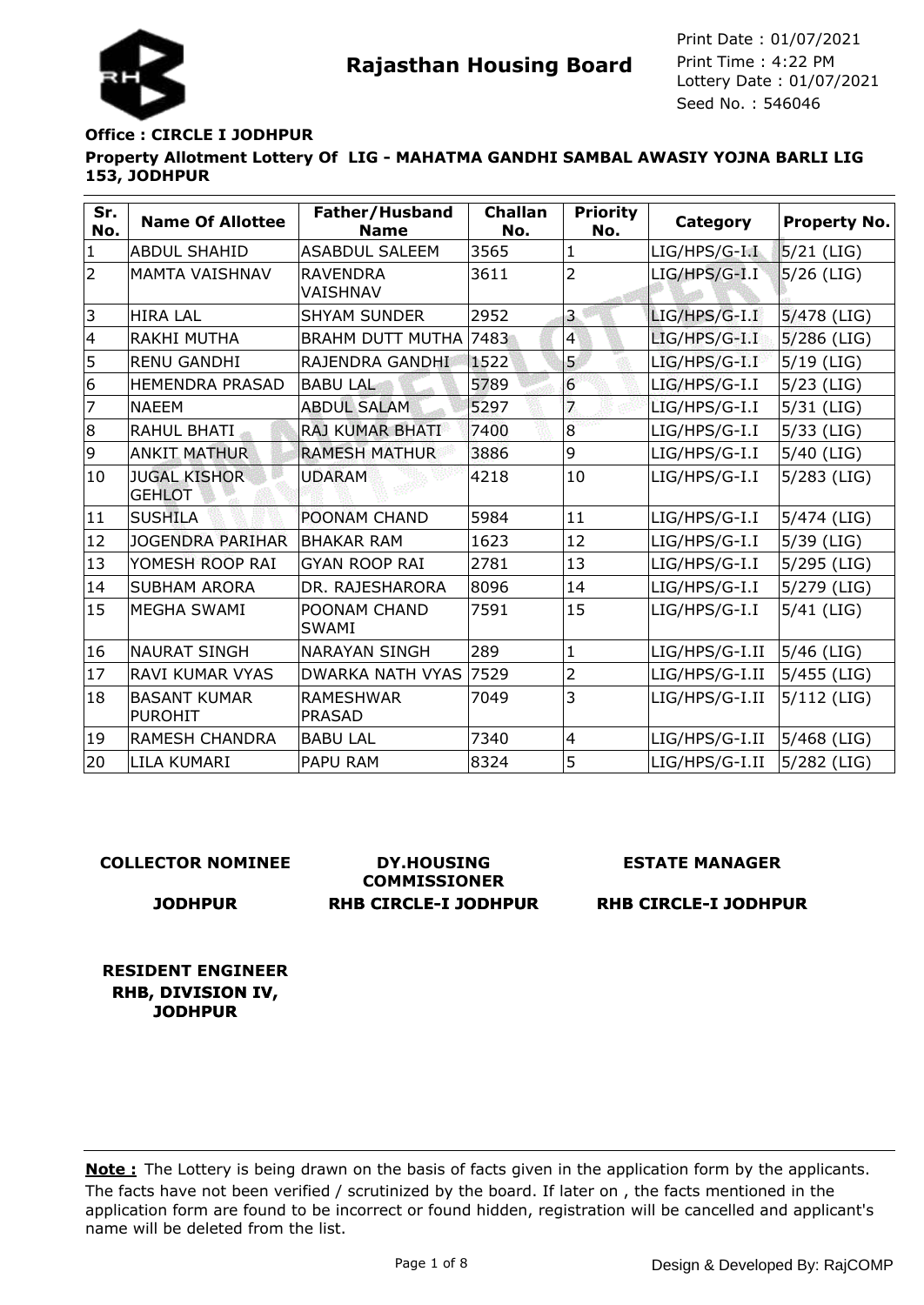# Rajasthan Housing Board

Print Date : 01/07/2021
Print Time : 4:22 PM
Lottery Date : 01/07/2021
Seed No. : 546046

**Office : CIRCLE I JODHPUR**

**Property Allotment Lottery Of LIG - MAHATMA GANDHI SAMBAL AWASIY YOJNA BARLI LIG 153, JODHPUR**

| Sr. No. | Name Of Allottee | Father/Husband Name | Challan No. | Priority No. | Category | Property No. |
|---|---|---|---|---|---|---|
| 1 | ABDUL SHAHID | ASABDUL SALEEM | 3565 | 1 | LIG/HPS/G-I.I | 5/21 (LIG) |
| 2 | MAMTA VAISHNAV | RAVENDRA VAISHNAV | 3611 | 2 | LIG/HPS/G-I.I | 5/26 (LIG) |
| 3 | HIRA LAL | SHYAM SUNDER | 2952 | 3 | LIG/HPS/G-I.I | 5/478 (LIG) |
| 4 | RAKHI MUTHA | BRAHM DUTT MUTHA | 7483 | 4 | LIG/HPS/G-I.I | 5/286 (LIG) |
| 5 | RENU GANDHI | RAJENDRA GANDHI | 1522 | 5 | LIG/HPS/G-I.I | 5/19 (LIG) |
| 6 | HEMENDRA PRASAD | BABU LAL | 5789 | 6 | LIG/HPS/G-I.I | 5/23 (LIG) |
| 7 | NAEEM | ABDUL SALAM | 5297 | 7 | LIG/HPS/G-I.I | 5/31 (LIG) |
| 8 | RAHUL BHATI | RAJ KUMAR BHATI | 7400 | 8 | LIG/HPS/G-I.I | 5/33 (LIG) |
| 9 | ANKIT MATHUR | RAMESH MATHUR | 3886 | 9 | LIG/HPS/G-I.I | 5/40 (LIG) |
| 10 | JUGAL KISHOR GEHLOT | UDARAM | 4218 | 10 | LIG/HPS/G-I.I | 5/283 (LIG) |
| 11 | SUSHILA | POONAM CHAND | 5984 | 11 | LIG/HPS/G-I.I | 5/474 (LIG) |
| 12 | JOGENDRA PARIHAR | BHAKAR RAM | 1623 | 12 | LIG/HPS/G-I.I | 5/39 (LIG) |
| 13 | YOMESH ROOP RAI | GYAN ROOP RAI | 2781 | 13 | LIG/HPS/G-I.I | 5/295 (LIG) |
| 14 | SUBHAM ARORA | DR. RAJESHARORA | 8096 | 14 | LIG/HPS/G-I.I | 5/279 (LIG) |
| 15 | MEGHA SWAMI | POONAM CHAND SWAMI | 7591 | 15 | LIG/HPS/G-I.I | 5/41 (LIG) |
| 16 | NAURAT SINGH | NARAYAN SINGH | 289 | 1 | LIG/HPS/G-I.II | 5/46 (LIG) |
| 17 | RAVI KUMAR VYAS | DWARKA NATH VYAS | 7529 | 2 | LIG/HPS/G-I.II | 5/455 (LIG) |
| 18 | BASANT KUMAR PUROHIT | RAMESHWAR PRASAD | 7049 | 3 | LIG/HPS/G-I.II | 5/112 (LIG) |
| 19 | RAMESH CHANDRA | BABU LAL | 7340 | 4 | LIG/HPS/G-I.II | 5/468 (LIG) |
| 20 | LILA KUMARI | PAPU RAM | 8324 | 5 | LIG/HPS/G-I.II | 5/282 (LIG) |

**COLLECTOR NOMINEE**
**JODHPUR**

**DY.HOUSING COMMISSIONER**
**RHB CIRCLE-I JODHPUR**

**ESTATE MANAGER**
**RHB CIRCLE-I JODHPUR**

**RESIDENT ENGINEER**
**RHB, DIVISION IV, JODHPUR**

**Note :** The Lottery is being drawn on the basis of facts given in the application form by the applicants. The facts have not been verified / scrutinized by the board. If later on , the facts mentioned in the application form are found to be incorrect or found hidden, registration will be cancelled and applicant's name will be deleted from the list.

Design & Developed By: RajCOMP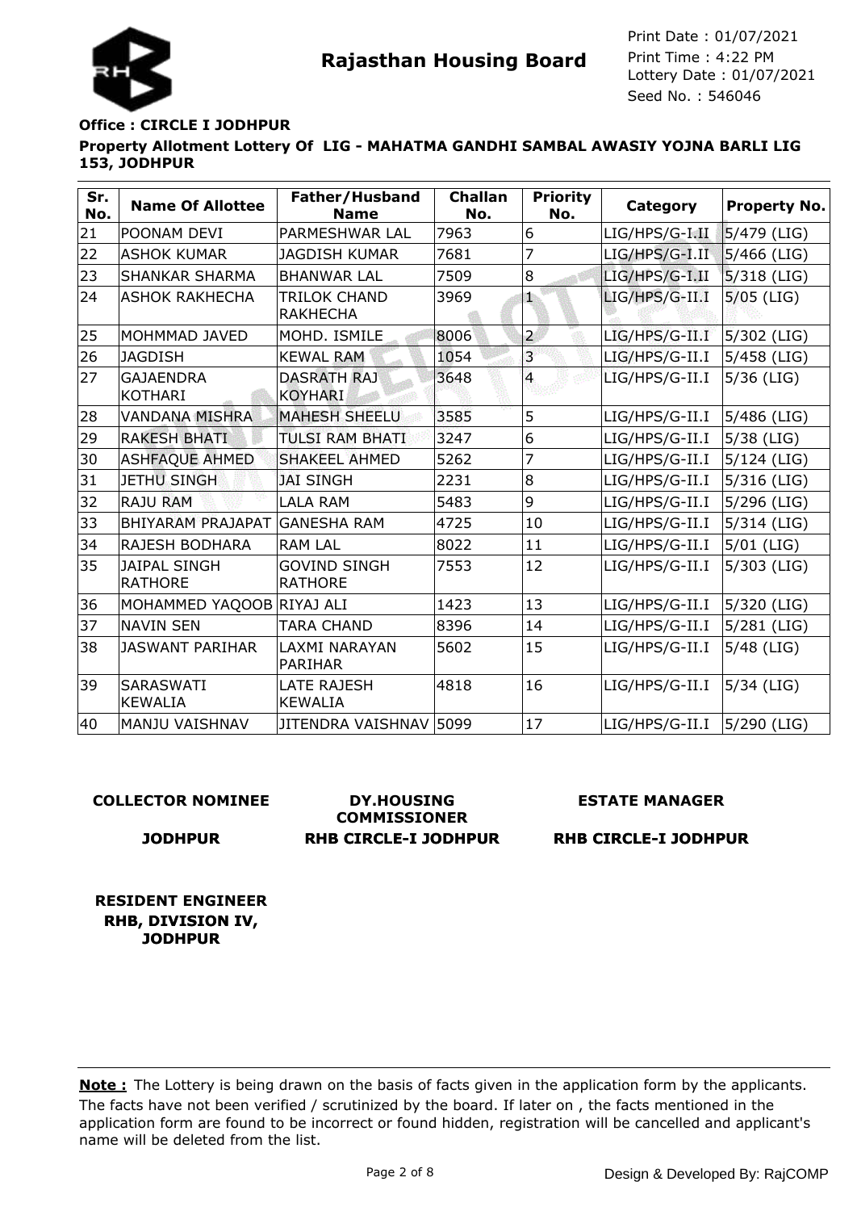**Rajasthan Housing Board**

Print Date : 01/07/2021
Print Time : 4:22 PM
Lottery Date : 01/07/2021
Seed No. : 546046

**Office : CIRCLE I JODHPUR**

**Property Allotment Lottery Of LIG - MAHATMA GANDHI SAMBAL AWASIY YOJNA BARLI LIG 153, JODHPUR**

| Sr. No. | Name Of Allottee | Father/Husband Name | Challan No. | Priority No. | Category | Property No. |
|---|---|---|---|---|---|---|
| 21 | POONAM DEVI | PARMESHWAR LAL | 7963 | 6 | LIG/HPS/G-I.II | 5/479 (LIG) |
| 22 | ASHOK KUMAR | JAGDISH KUMAR | 7681 | 7 | LIG/HPS/G-I.II | 5/466 (LIG) |
| 23 | SHANKAR SHARMA | BHANWAR LAL | 7509 | 8 | LIG/HPS/G-I.II | 5/318 (LIG) |
| 24 | ASHOK RAKHECHA | TRILOK CHAND RAKHECHA | 3969 | 1 | LIG/HPS/G-II.I | 5/05 (LIG) |
| 25 | MOHMMAD JAVED | MOHD. ISMILE | 8006 | 2 | LIG/HPS/G-II.I | 5/302 (LIG) |
| 26 | JAGDISH | KEWAL RAM | 1054 | 3 | LIG/HPS/G-II.I | 5/458 (LIG) |
| 27 | GAJAENDRA KOTHARI | DASRATH RAJ KOYHARI | 3648 | 4 | LIG/HPS/G-II.I | 5/36 (LIG) |
| 28 | VANDANA MISHRA | MAHESH SHEELU | 3585 | 5 | LIG/HPS/G-II.I | 5/486 (LIG) |
| 29 | RAKESH BHATI | TULSI RAM BHATI | 3247 | 6 | LIG/HPS/G-II.I | 5/38 (LIG) |
| 30 | ASHFAQUE AHMED | SHAKEEL AHMED | 5262 | 7 | LIG/HPS/G-II.I | 5/124 (LIG) |
| 31 | JETHU SINGH | JAI SINGH | 2231 | 8 | LIG/HPS/G-II.I | 5/316 (LIG) |
| 32 | RAJU RAM | LALA RAM | 5483 | 9 | LIG/HPS/G-II.I | 5/296 (LIG) |
| 33 | BHIYARAM PRAJAPAT | GANESHA RAM | 4725 | 10 | LIG/HPS/G-II.I | 5/314 (LIG) |
| 34 | RAJESH BODHARA | RAM LAL | 8022 | 11 | LIG/HPS/G-II.I | 5/01 (LIG) |
| 35 | JAIPAL SINGH RATHORE | GOVIND SINGH RATHORE | 7553 | 12 | LIG/HPS/G-II.I | 5/303 (LIG) |
| 36 | MOHAMMED YAQOOB | RIYAJ ALI | 1423 | 13 | LIG/HPS/G-II.I | 5/320 (LIG) |
| 37 | NAVIN SEN | TARA CHAND | 8396 | 14 | LIG/HPS/G-II.I | 5/281 (LIG) |
| 38 | JASWANT PARIHAR | LAXMI NARAYAN PARIHAR | 5602 | 15 | LIG/HPS/G-II.I | 5/48 (LIG) |
| 39 | SARASWATI KEWALIA | LATE RAJESH KEWALIA | 4818 | 16 | LIG/HPS/G-II.I | 5/34 (LIG) |
| 40 | MANJU VAISHNAV | JITENDRA VAISHNAV | 5099 | 17 | LIG/HPS/G-II.I | 5/290 (LIG) |

**COLLECTOR NOMINEE**
**JODHPUR**

**DY.HOUSING COMMISSIONER**
**RHB CIRCLE-I JODHPUR**

**ESTATE MANAGER**
**RHB CIRCLE-I JODHPUR**

**RESIDENT ENGINEER**
**RHB, DIVISION IV, JODHPUR**

**Note :** The Lottery is being drawn on the basis of facts given in the application form by the applicants. The facts have not been verified / scrutinized by the board. If later on , the facts mentioned in the application form are found to be incorrect or found hidden, registration will be cancelled and applicant's name will be deleted from the list.

Design & Developed By: RajCOMP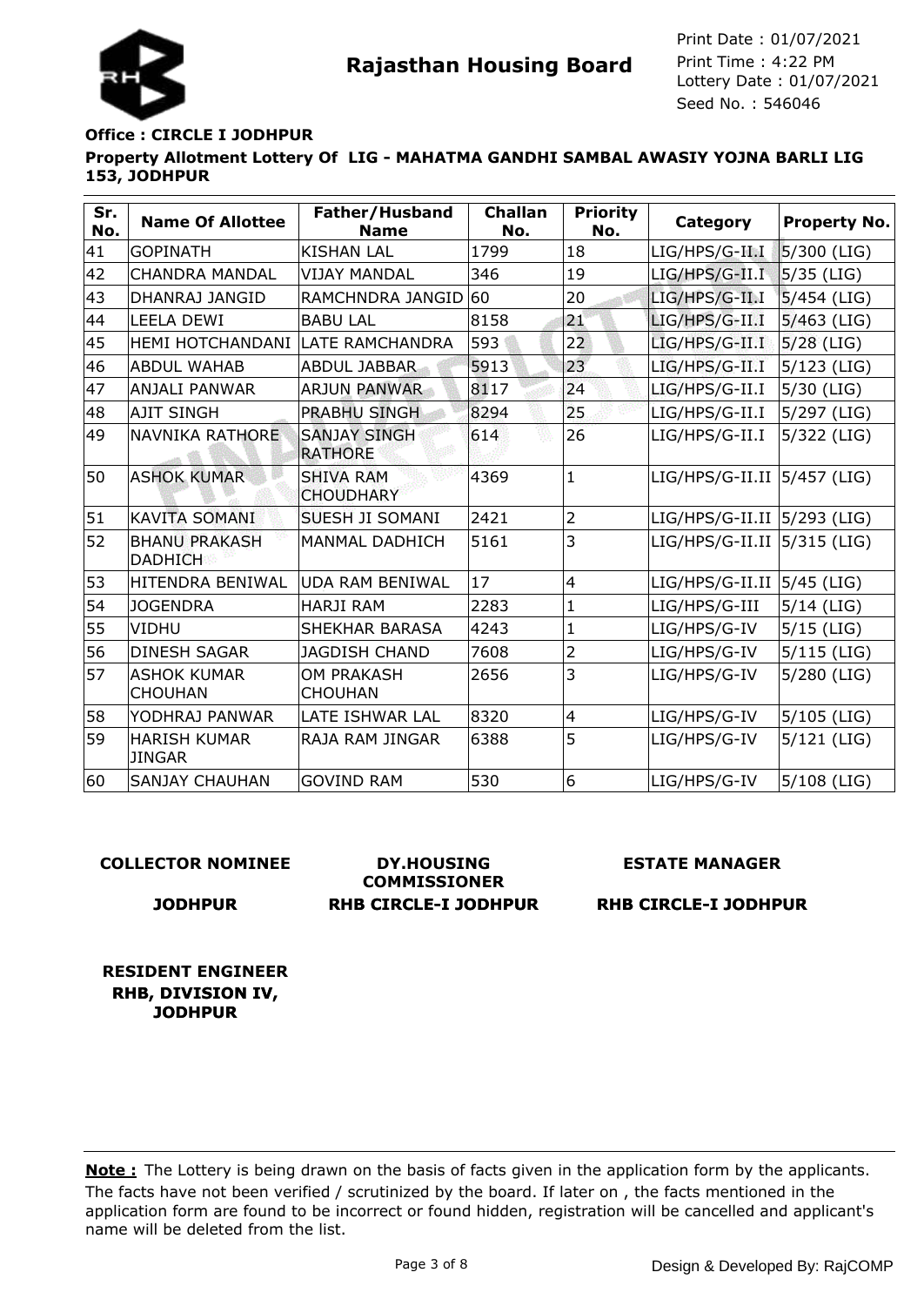**Rajasthan Housing Board**

Print Date : 01/07/2021
Print Time : 4:22 PM
Lottery Date : 01/07/2021
Seed No. : 546046

**Office : CIRCLE I JODHPUR**

**Property Allotment Lottery Of LIG - MAHATMA GANDHI SAMBAL AWASIY YOJNA BARLI LIG 153, JODHPUR**

| Sr. No. | Name Of Allottee | Father/Husband Name | Challan No. | Priority No. | Category | Property No. |
|---|---|---|---|---|---|---|
| 41 | GOPINATH | KISHAN LAL | 1799 | 18 | LIG/HPS/G-II.I | 5/300 (LIG) |
| 42 | CHANDRA MANDAL | VIJAY MANDAL | 346 | 19 | LIG/HPS/G-II.I | 5/35 (LIG) |
| 43 | DHANRAJ JANGID | RAMCHNDRA JANGID | 60 | 20 | LIG/HPS/G-II.I | 5/454 (LIG) |
| 44 | LEELA DEWI | BABU LAL | 8158 | 21 | LIG/HPS/G-II.I | 5/463 (LIG) |
| 45 | HEMI HOTCHANDANI | LATE RAMCHANDRA | 593 | 22 | LIG/HPS/G-II.I | 5/28 (LIG) |
| 46 | ABDUL WAHAB | ABDUL JABBAR | 5913 | 23 | LIG/HPS/G-II.I | 5/123 (LIG) |
| 47 | ANJALI PANWAR | ARJUN PANWAR | 8117 | 24 | LIG/HPS/G-II.I | 5/30 (LIG) |
| 48 | AJIT SINGH | PRABHU SINGH | 8294 | 25 | LIG/HPS/G-II.I | 5/297 (LIG) |
| 49 | NAVNIKA RATHORE | SANJAY SINGH RATHORE | 614 | 26 | LIG/HPS/G-II.I | 5/322 (LIG) |
| 50 | ASHOK KUMAR | SHIVA RAM CHOUDHARY | 4369 | 1 | LIG/HPS/G-II.II | 5/457 (LIG) |
| 51 | KAVITA SOMANI | SUESH JI SOMANI | 2421 | 2 | LIG/HPS/G-II.II | 5/293 (LIG) |
| 52 | BHANU PRAKASH DADHICH | MANMAL DADHICH | 5161 | 3 | LIG/HPS/G-II.II | 5/315 (LIG) |
| 53 | HITENDRA BENIWAL | UDA RAM BENIWAL | 17 | 4 | LIG/HPS/G-II.II | 5/45 (LIG) |
| 54 | JOGENDRA | HARJI RAM | 2283 | 1 | LIG/HPS/G-III | 5/14 (LIG) |
| 55 | VIDHU | SHEKHAR BARASA | 4243 | 1 | LIG/HPS/G-IV | 5/15 (LIG) |
| 56 | DINESH SAGAR | JAGDISH CHAND | 7608 | 2 | LIG/HPS/G-IV | 5/115 (LIG) |
| 57 | ASHOK KUMAR CHOUHAN | OM PRAKASH CHOUHAN | 2656 | 3 | LIG/HPS/G-IV | 5/280 (LIG) |
| 58 | YODHRAJ PANWAR | LATE ISHWAR LAL | 8320 | 4 | LIG/HPS/G-IV | 5/105 (LIG) |
| 59 | HARISH KUMAR JINGAR | RAJA RAM JINGAR | 6388 | 5 | LIG/HPS/G-IV | 5/121 (LIG) |
| 60 | SANJAY CHAUHAN | GOVIND RAM | 530 | 6 | LIG/HPS/G-IV | 5/108 (LIG) |

**COLLECTOR NOMINEE**
**JODHPUR**

**DY.HOUSING COMMISSIONER**
**RHB CIRCLE-I JODHPUR**

**ESTATE MANAGER**
**RHB CIRCLE-I JODHPUR**

**RESIDENT ENGINEER**
**RHB, DIVISION IV, JODHPUR**

**Note :** The Lottery is being drawn on the basis of facts given in the application form by the applicants. The facts have not been verified / scrutinized by the board. If later on , the facts mentioned in the application form are found to be incorrect or found hidden, registration will be cancelled and applicant's name will be deleted from the list.

Design & Developed By: RajCOMP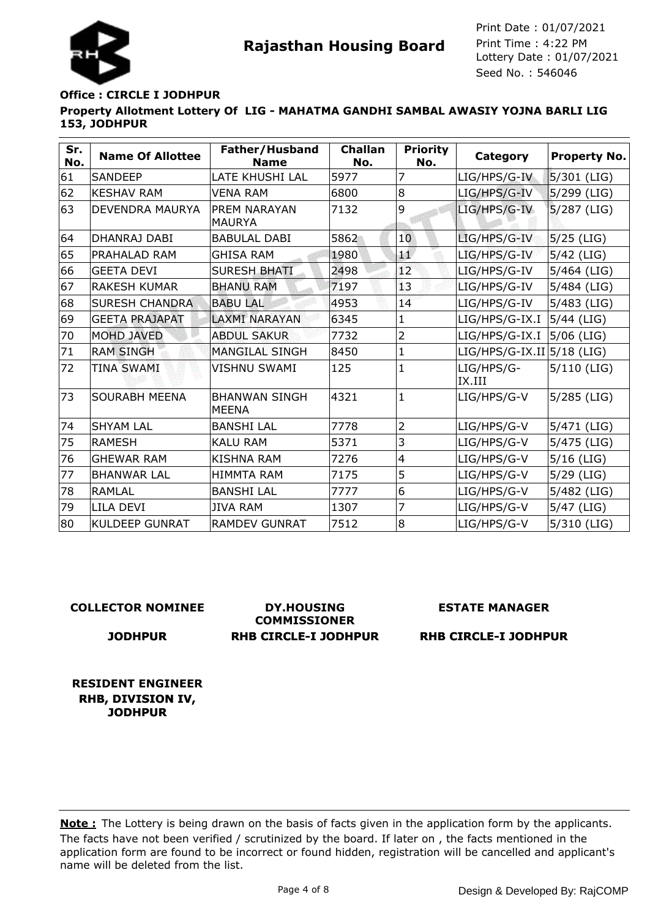# Rajasthan Housing Board

Print Date : 01/07/2021
Print Time : 4:22 PM
Lottery Date : 01/07/2021
Seed No. : 546046

**Office : CIRCLE I JODHPUR**

**Property Allotment Lottery Of LIG - MAHATMA GANDHI SAMBAL AWASIY YOJNA BARLI LIG 153, JODHPUR**

| Sr. No. | Name Of Allottee | Father/Husband Name | Challan No. | Priority No. | Category | Property No. |
|---|---|---|---|---|---|---|
| 61 | SANDEEP | LATE KHUSHI LAL | 5977 | 7 | LIG/HPS/G-IV | 5/301 (LIG) |
| 62 | KESHAV RAM | VENA RAM | 6800 | 8 | LIG/HPS/G-IV | 5/299 (LIG) |
| 63 | DEVENDRA MAURYA | PREM NARAYAN MAURYA | 7132 | 9 | LIG/HPS/G-IV | 5/287 (LIG) |
| 64 | DHANRAJ DABI | BABULAL DABI | 5862 | 10 | LIG/HPS/G-IV | 5/25 (LIG) |
| 65 | PRAHALAD RAM | GHISA RAM | 1980 | 11 | LIG/HPS/G-IV | 5/42 (LIG) |
| 66 | GEETA DEVI | SURESH BHATI | 2498 | 12 | LIG/HPS/G-IV | 5/464 (LIG) |
| 67 | RAKESH KUMAR | BHANU RAM | 7197 | 13 | LIG/HPS/G-IV | 5/484 (LIG) |
| 68 | SURESH CHANDRA | BABU LAL | 4953 | 14 | LIG/HPS/G-IV | 5/483 (LIG) |
| 69 | GEETA PRAJAPAT | LAXMI NARAYAN | 6345 | 1 | LIG/HPS/G-IX.I | 5/44 (LIG) |
| 70 | MOHD JAVED | ABDUL SAKUR | 7732 | 2 | LIG/HPS/G-IX.I | 5/06 (LIG) |
| 71 | RAM SINGH | MANGILAL SINGH | 8450 | 1 | LIG/HPS/G-IX.II | 5/18 (LIG) |
| 72 | TINA SWAMI | VISHNU SWAMI | 125 | 1 | LIG/HPS/G-IX.III | 5/110 (LIG) |
| 73 | SOURABH MEENA | BHANWAN SINGH MEENA | 4321 | 1 | LIG/HPS/G-V | 5/285 (LIG) |
| 74 | SHYAM LAL | BANSHI LAL | 7778 | 2 | LIG/HPS/G-V | 5/471 (LIG) |
| 75 | RAMESH | KALU RAM | 5371 | 3 | LIG/HPS/G-V | 5/475 (LIG) |
| 76 | GHEWAR RAM | KISHNA RAM | 7276 | 4 | LIG/HPS/G-V | 5/16 (LIG) |
| 77 | BHANWAR LAL | HIMMTA RAM | 7175 | 5 | LIG/HPS/G-V | 5/29 (LIG) |
| 78 | RAMLAL | BANSHI LAL | 7777 | 6 | LIG/HPS/G-V | 5/482 (LIG) |
| 79 | LILA DEVI | JIVA RAM | 1307 | 7 | LIG/HPS/G-V | 5/47 (LIG) |
| 80 | KULDEEP GUNRAT | RAMDEV GUNRAT | 7512 | 8 | LIG/HPS/G-V | 5/310 (LIG) |

**COLLECTOR NOMINEE**
**JODHPUR**

**DY.HOUSING COMMISSIONER**
**RHB CIRCLE-I JODHPUR**

**ESTATE MANAGER**
**RHB CIRCLE-I JODHPUR**

**RESIDENT ENGINEER**
**RHB, DIVISION IV, JODHPUR**

**Note :** The Lottery is being drawn on the basis of facts given in the application form by the applicants. The facts have not been verified / scrutinized by the board. If later on , the facts mentioned in the application form are found to be incorrect or found hidden, registration will be cancelled and applicant's name will be deleted from the list.

Design & Developed By: RajCOMP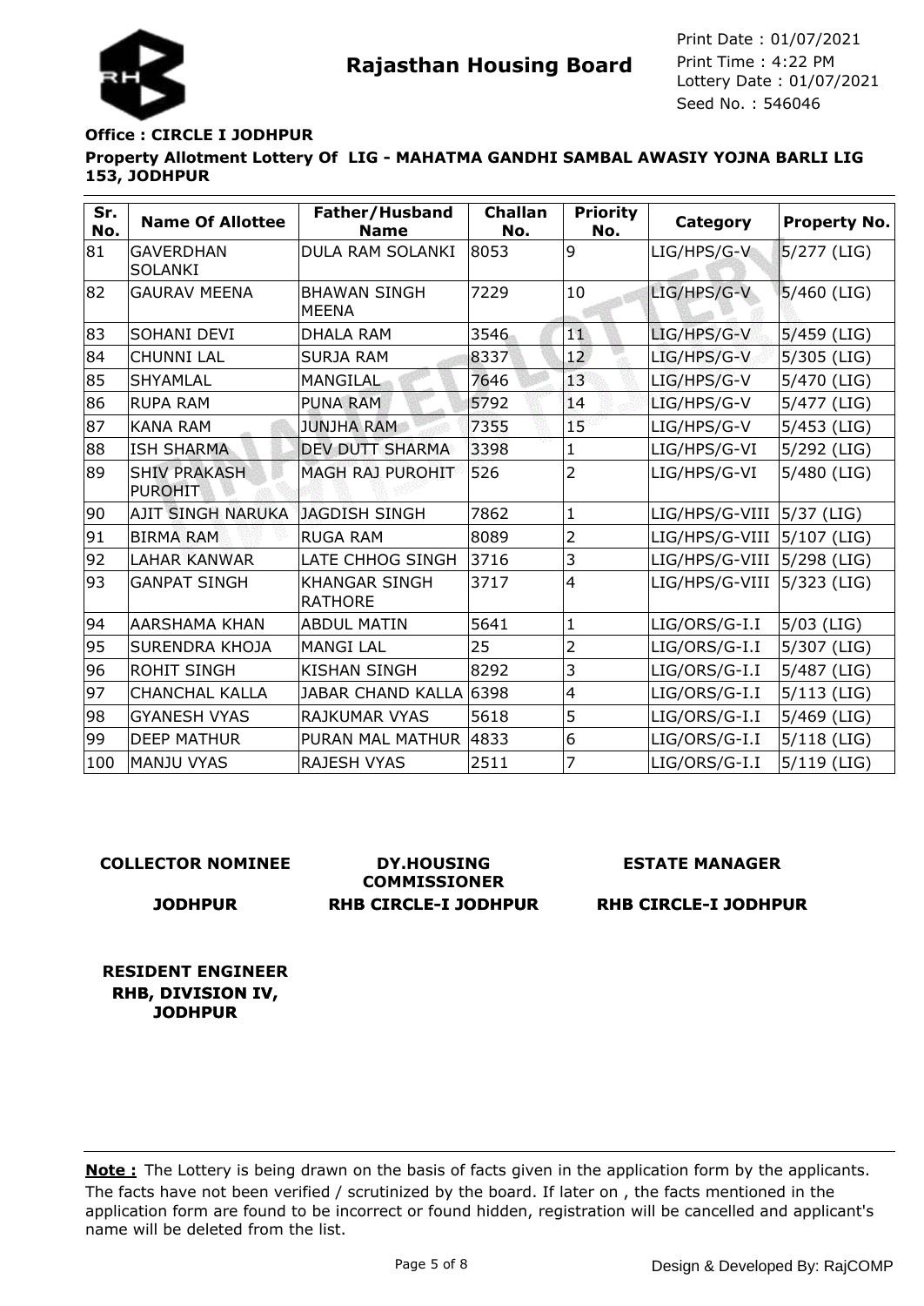**Rajasthan Housing Board**

Print Date : 01/07/2021
Print Time : 4:22 PM
Lottery Date : 01/07/2021
Seed No. : 546046

**Office : CIRCLE I JODHPUR**

**Property Allotment Lottery Of LIG - MAHATMA GANDHI SAMBAL AWASIY YOJNA BARLI LIG 153, JODHPUR**

| Sr. No. | Name Of Allottee | Father/Husband Name | Challan No. | Priority No. | Category | Property No. |
|---|---|---|---|---|---|---|
| 81 | GAVERDHAN SOLANKI | DULA RAM SOLANKI | 8053 | 9 | LIG/HPS/G-V | 5/277 (LIG) |
| 82 | GAURAV MEENA | BHAWAN SINGH MEENA | 7229 | 10 | LIG/HPS/G-V | 5/460 (LIG) |
| 83 | SOHANI DEVI | DHALA RAM | 3546 | 11 | LIG/HPS/G-V | 5/459 (LIG) |
| 84 | CHUNNI LAL | SURJA RAM | 8337 | 12 | LIG/HPS/G-V | 5/305 (LIG) |
| 85 | SHYAMLAL | MANGILAL | 7646 | 13 | LIG/HPS/G-V | 5/470 (LIG) |
| 86 | RUPA RAM | PUNA RAM | 5792 | 14 | LIG/HPS/G-V | 5/477 (LIG) |
| 87 | KANA RAM | JUNJHA RAM | 7355 | 15 | LIG/HPS/G-V | 5/453 (LIG) |
| 88 | ISH SHARMA | DEV DUTT SHARMA | 3398 | 1 | LIG/HPS/G-VI | 5/292 (LIG) |
| 89 | SHIV PRAKASH PUROHIT | MAGH RAJ PUROHIT | 526 | 2 | LIG/HPS/G-VI | 5/480 (LIG) |
| 90 | AJIT SINGH NARUKA | JAGDISH SINGH | 7862 | 1 | LIG/HPS/G-VIII | 5/37 (LIG) |
| 91 | BIRMA RAM | RUGA RAM | 8089 | 2 | LIG/HPS/G-VIII | 5/107 (LIG) |
| 92 | LAHAR KANWAR | LATE CHHOG SINGH | 3716 | 3 | LIG/HPS/G-VIII | 5/298 (LIG) |
| 93 | GANPAT SINGH | KHANGAR SINGH RATHORE | 3717 | 4 | LIG/HPS/G-VIII | 5/323 (LIG) |
| 94 | AARSHAMA KHAN | ABDUL MATIN | 5641 | 1 | LIG/ORS/G-I.I | 5/03 (LIG) |
| 95 | SURENDRA KHOJA | MANGI LAL | 25 | 2 | LIG/ORS/G-I.I | 5/307 (LIG) |
| 96 | ROHIT SINGH | KISHAN SINGH | 8292 | 3 | LIG/ORS/G-I.I | 5/487 (LIG) |
| 97 | CHANCHAL KALLA | JABAR CHAND KALLA | 6398 | 4 | LIG/ORS/G-I.I | 5/113 (LIG) |
| 98 | GYANESH VYAS | RAJKUMAR VYAS | 5618 | 5 | LIG/ORS/G-I.I | 5/469 (LIG) |
| 99 | DEEP MATHUR | PURAN MAL MATHUR | 4833 | 6 | LIG/ORS/G-I.I | 5/118 (LIG) |
| 100 | MANJU VYAS | RAJESH VYAS | 2511 | 7 | LIG/ORS/G-I.I | 5/119 (LIG) |

**COLLECTOR NOMINEE**
**JODHPUR**

**DY.HOUSING COMMISSIONER**
**RHB CIRCLE-I JODHPUR**

**ESTATE MANAGER**
**RHB CIRCLE-I JODHPUR**

**RESIDENT ENGINEER**
**RHB, DIVISION IV, JODHPUR**

**Note :** The Lottery is being drawn on the basis of facts given in the application form by the applicants. The facts have not been verified / scrutinized by the board. If later on , the facts mentioned in the application form are found to be incorrect or found hidden, registration will be cancelled and applicant's name will be deleted from the list.

Design & Developed By: RajCOMP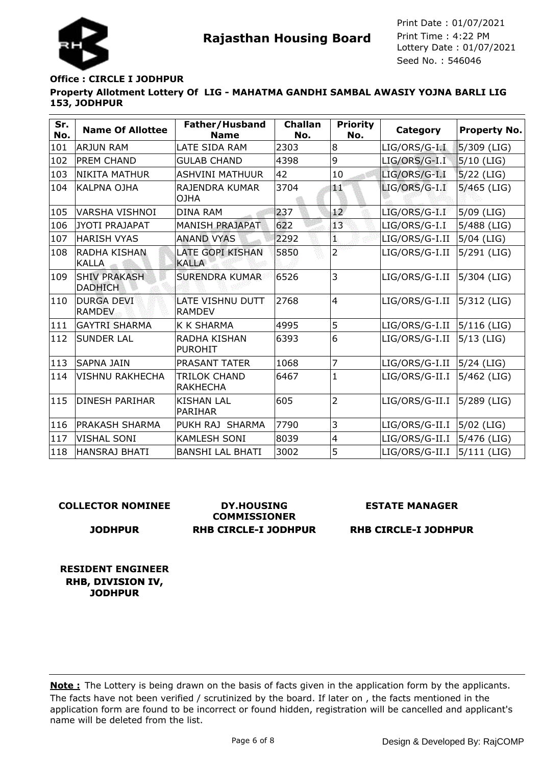**Rajasthan Housing Board**

Print Date : 01/07/2021
Print Time : 4:22 PM
Lottery Date : 01/07/2021
Seed No. : 546046

**Office : CIRCLE I JODHPUR**

**Property Allotment Lottery Of LIG - MAHATMA GANDHI SAMBAL AWASIY YOJNA BARLI LIG 153, JODHPUR**

| Sr. No. | Name Of Allottee | Father/Husband Name | Challan No. | Priority No. | Category | Property No. |
|---|---|---|---|---|---|---|
| 101 | ARJUN RAM | LATE SIDA RAM | 2303 | 8 | LIG/ORS/G-I.I | 5/309 (LIG) |
| 102 | PREM CHAND | GULAB CHAND | 4398 | 9 | LIG/ORS/G-I.I | 5/10 (LIG) |
| 103 | NIKITA MATHUR | ASHVINI MATHUUR | 42 | 10 | LIG/ORS/G-I.I | 5/22 (LIG) |
| 104 | KALPNA OJHA | RAJENDRA KUMAR OJHA | 3704 | 11 | LIG/ORS/G-I.I | 5/465 (LIG) |
| 105 | VARSHA VISHNOI | DINA RAM | 237 | 12 | LIG/ORS/G-I.I | 5/09 (LIG) |
| 106 | JYOTI PRAJAPAT | MANISH PRAJAPAT | 622 | 13 | LIG/ORS/G-I.I | 5/488 (LIG) |
| 107 | HARISH VYAS | ANAND VYAS | 2292 | 1 | LIG/ORS/G-I.II | 5/04 (LIG) |
| 108 | RADHA KISHAN KALLA | LATE GOPI KISHAN KALLA | 5850 | 2 | LIG/ORS/G-I.II | 5/291 (LIG) |
| 109 | SHIV PRAKASH DADHICH | SURENDRA KUMAR | 6526 | 3 | LIG/ORS/G-I.II | 5/304 (LIG) |
| 110 | DURGA DEVI RAMDEV | LATE VISHNU DUTT RAMDEV | 2768 | 4 | LIG/ORS/G-I.II | 5/312 (LIG) |
| 111 | GAYTRI SHARMA | K K SHARMA | 4995 | 5 | LIG/ORS/G-I.II | 5/116 (LIG) |
| 112 | SUNDER LAL | RADHA KISHAN PUROHIT | 6393 | 6 | LIG/ORS/G-I.II | 5/13 (LIG) |
| 113 | SAPNA JAIN | PRASANT TATER | 1068 | 7 | LIG/ORS/G-I.II | 5/24 (LIG) |
| 114 | VISHNU RAKHECHA | TRILOK CHAND RAKHECHA | 6467 | 1 | LIG/ORS/G-II.I | 5/462 (LIG) |
| 115 | DINESH PARIHAR | KISHAN LAL PARIHAR | 605 | 2 | LIG/ORS/G-II.I | 5/289 (LIG) |
| 116 | PRAKASH SHARMA | PUKH RAJ SHARMA | 7790 | 3 | LIG/ORS/G-II.I | 5/02 (LIG) |
| 117 | VISHAL SONI | KAMLESH SONI | 8039 | 4 | LIG/ORS/G-II.I | 5/476 (LIG) |
| 118 | HANSRAJ BHATI | BANSHI LAL BHATI | 3002 | 5 | LIG/ORS/G-II.I | 5/111 (LIG) |

**COLLECTOR NOMINEE**
**JODHPUR**

**DY.HOUSING COMMISSIONER**
**RHB CIRCLE-I JODHPUR**

**ESTATE MANAGER**
**RHB CIRCLE-I JODHPUR**

**RESIDENT ENGINEER**
**RHB, DIVISION IV, JODHPUR**

**Note :** The Lottery is being drawn on the basis of facts given in the application form by the applicants. The facts have not been verified / scrutinized by the board. If later on , the facts mentioned in the application form are found to be incorrect or found hidden, registration will be cancelled and applicant's name will be deleted from the list.

Design & Developed By: RajCOMP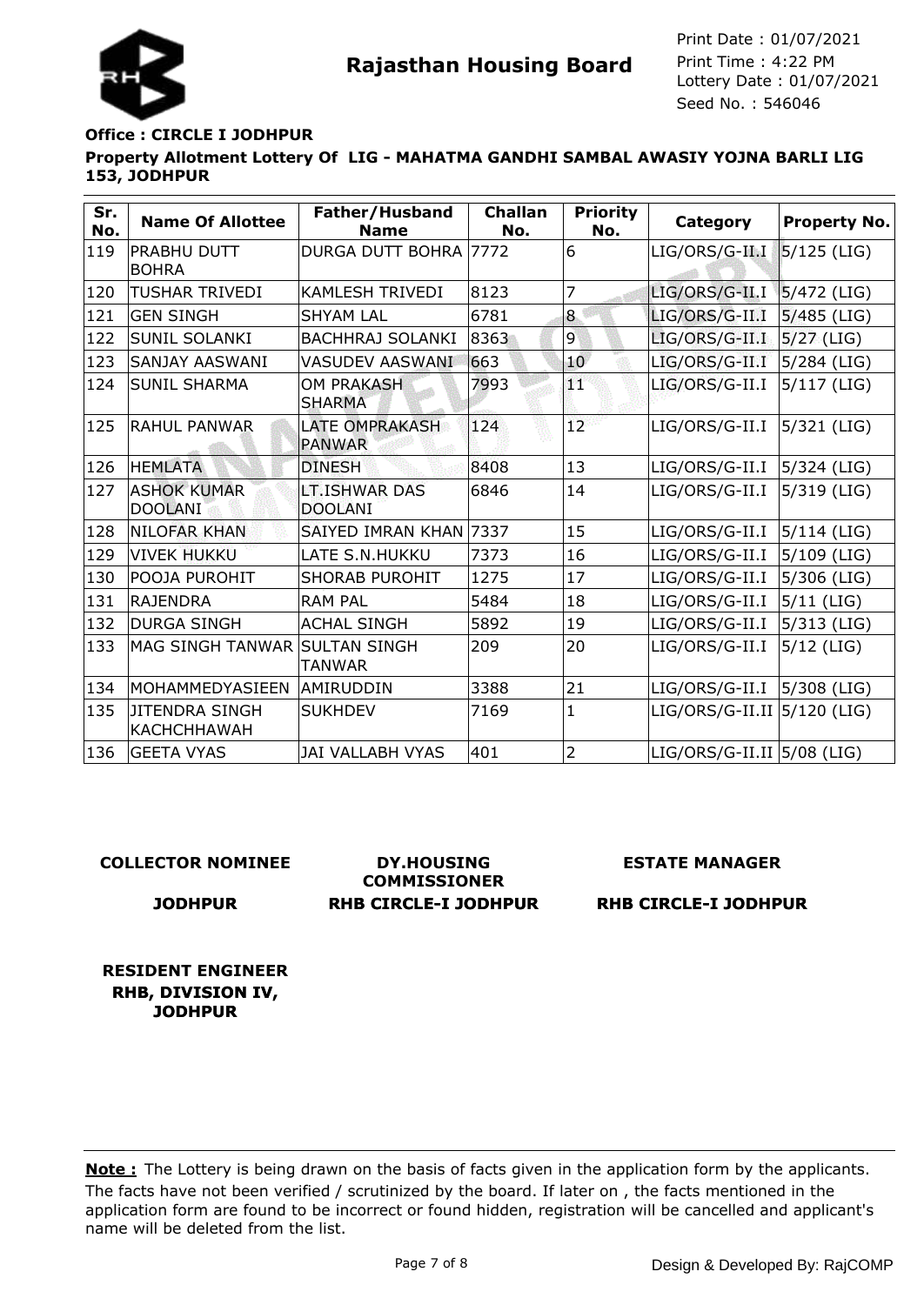**Rajasthan Housing Board**

Print Date : 01/07/2021
Print Time : 4:22 PM
Lottery Date : 01/07/2021
Seed No. : 546046

**Office : CIRCLE I JODHPUR**

**Property Allotment Lottery Of LIG - MAHATMA GANDHI SAMBAL AWASIY YOJNA BARLI LIG 153, JODHPUR**

| Sr. No. | Name Of Allottee | Father/Husband Name | Challan No. | Priority No. | Category | Property No. |
|---|---|---|---|---|---|---|
| 119 | PRABHU DUTT BOHRA | DURGA DUTT BOHRA | 7772 | 6 | LIG/ORS/G-II.I | 5/125 (LIG) |
| 120 | TUSHAR TRIVEDI | KAMLESH TRIVEDI | 8123 | 7 | LIG/ORS/G-II.I | 5/472 (LIG) |
| 121 | GEN SINGH | SHYAM LAL | 6781 | 8 | LIG/ORS/G-II.I | 5/485 (LIG) |
| 122 | SUNIL SOLANKI | BACHHRAJ SOLANKI | 8363 | 9 | LIG/ORS/G-II.I | 5/27 (LIG) |
| 123 | SANJAY AASWANI | VASUDEV AASWANI | 663 | 10 | LIG/ORS/G-II.I | 5/284 (LIG) |
| 124 | SUNIL SHARMA | OM PRAKASH SHARMA | 7993 | 11 | LIG/ORS/G-II.I | 5/117 (LIG) |
| 125 | RAHUL PANWAR | LATE OMPRAKASH PANWAR | 124 | 12 | LIG/ORS/G-II.I | 5/321 (LIG) |
| 126 | HEMLATA | DINESH | 8408 | 13 | LIG/ORS/G-II.I | 5/324 (LIG) |
| 127 | ASHOK KUMAR DOOLANI | LT.ISHWAR DAS DOOLANI | 6846 | 14 | LIG/ORS/G-II.I | 5/319 (LIG) |
| 128 | NILOFAR KHAN | SAIYED IMRAN KHAN | 7337 | 15 | LIG/ORS/G-II.I | 5/114 (LIG) |
| 129 | VIVEK HUKKU | LATE S.N.HUKKU | 7373 | 16 | LIG/ORS/G-II.I | 5/109 (LIG) |
| 130 | POOJA PUROHIT | SHORAB PUROHIT | 1275 | 17 | LIG/ORS/G-II.I | 5/306 (LIG) |
| 131 | RAJENDRA | RAM PAL | 5484 | 18 | LIG/ORS/G-II.I | 5/11 (LIG) |
| 132 | DURGA SINGH | ACHAL SINGH | 5892 | 19 | LIG/ORS/G-II.I | 5/313 (LIG) |
| 133 | MAG SINGH TANWAR | SULTAN SINGH TANWAR | 209 | 20 | LIG/ORS/G-II.I | 5/12 (LIG) |
| 134 | MOHAMMEDYASIEEN | AMIRUDDIN | 3388 | 21 | LIG/ORS/G-II.I | 5/308 (LIG) |
| 135 | JITENDRA SINGH KACHCHHAWAH | SUKHDEV | 7169 | 1 | LIG/ORS/G-II.II | 5/120 (LIG) |
| 136 | GEETA VYAS | JAI VALLABH VYAS | 401 | 2 | LIG/ORS/G-II.II | 5/08 (LIG) |

**COLLECTOR NOMINEE**
**JODHPUR**

**DY.HOUSING COMMISSIONER**
**RHB CIRCLE-I JODHPUR**

**ESTATE MANAGER**
**RHB CIRCLE-I JODHPUR**

**RESIDENT ENGINEER**
**RHB, DIVISION IV, JODHPUR**

**Note :** The Lottery is being drawn on the basis of facts given in the application form by the applicants. The facts have not been verified / scrutinized by the board. If later on , the facts mentioned in the application form are found to be incorrect or found hidden, registration will be cancelled and applicant's name will be deleted from the list.

Design & Developed By: RajCOMP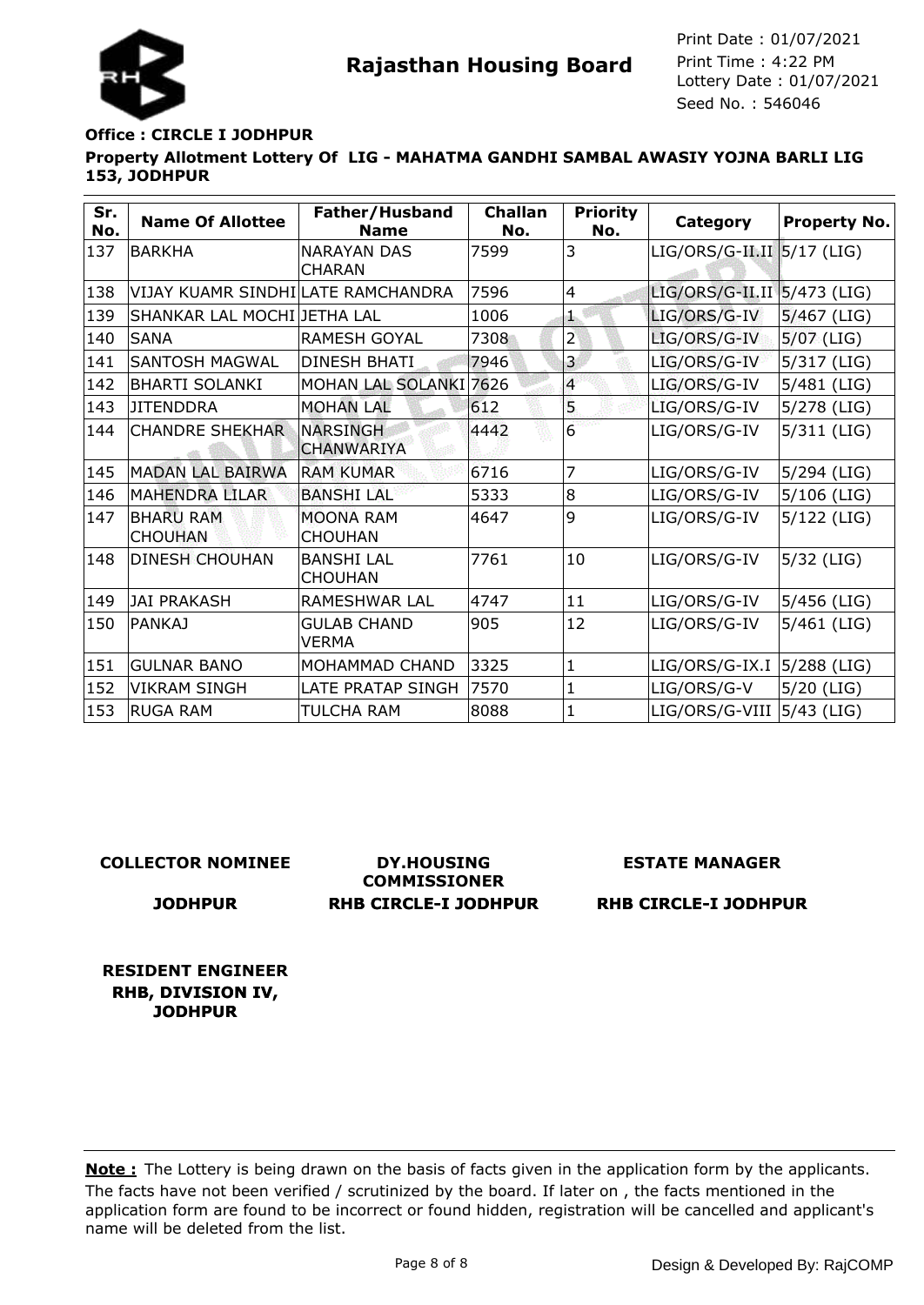**Rajasthan Housing Board**

Print Date : 01/07/2021
Print Time : 4:22 PM
Lottery Date : 01/07/2021
Seed No. : 546046

**Office : CIRCLE I JODHPUR**

**Property Allotment Lottery Of LIG - MAHATMA GANDHI SAMBAL AWASIY YOJNA BARLI LIG 153, JODHPUR**

| Sr. No. | Name Of Allottee | Father/Husband Name | Challan No. | Priority No. | Category | Property No. |
|---|---|---|---|---|---|---|
| 137 | BARKHA | NARAYAN DAS CHARAN | 7599 | 3 | LIG/ORS/G-II.II | 5/17 (LIG) |
| 138 | VIJAY KUAMR SINDHI | LATE RAMCHANDRA | 7596 | 4 | LIG/ORS/G-II.II | 5/473 (LIG) |
| 139 | SHANKAR LAL MOCHI | JETHA LAL | 1006 | 1 | LIG/ORS/G-IV | 5/467 (LIG) |
| 140 | SANA | RAMESH GOYAL | 7308 | 2 | LIG/ORS/G-IV | 5/07 (LIG) |
| 141 | SANTOSH MAGWAL | DINESH BHATI | 7946 | 3 | LIG/ORS/G-IV | 5/317 (LIG) |
| 142 | BHARTI SOLANKI | MOHAN LAL SOLANKI | 7626 | 4 | LIG/ORS/G-IV | 5/481 (LIG) |
| 143 | JITENDDRA | MOHAN LAL | 612 | 5 | LIG/ORS/G-IV | 5/278 (LIG) |
| 144 | CHANDRE SHEKHAR | NARSINGH CHANWARIYA | 4442 | 6 | LIG/ORS/G-IV | 5/311 (LIG) |
| 145 | MADAN LAL BAIRWA | RAM KUMAR | 6716 | 7 | LIG/ORS/G-IV | 5/294 (LIG) |
| 146 | MAHENDRA LILAR | BANSHI LAL | 5333 | 8 | LIG/ORS/G-IV | 5/106 (LIG) |
| 147 | BHARU RAM CHOUHAN | MOONA RAM CHOUHAN | 4647 | 9 | LIG/ORS/G-IV | 5/122 (LIG) |
| 148 | DINESH CHOUHAN | BANSHI LAL CHOUHAN | 7761 | 10 | LIG/ORS/G-IV | 5/32 (LIG) |
| 149 | JAI PRAKASH | RAMESHWAR LAL | 4747 | 11 | LIG/ORS/G-IV | 5/456 (LIG) |
| 150 | PANKAJ | GULAB CHAND VERMA | 905 | 12 | LIG/ORS/G-IV | 5/461 (LIG) |
| 151 | GULNAR BANO | MOHAMMAD CHAND | 3325 | 1 | LIG/ORS/G-IX.I | 5/288 (LIG) |
| 152 | VIKRAM SINGH | LATE PRATAP SINGH | 7570 | 1 | LIG/ORS/G-V | 5/20 (LIG) |
| 153 | RUGA RAM | TULCHA RAM | 8088 | 1 | LIG/ORS/G-VIII | 5/43 (LIG) |

**COLLECTOR NOMINEE**
**JODHPUR**

**DY.HOUSING COMMISSIONER**
**RHB CIRCLE-I JODHPUR**

**ESTATE MANAGER**
**RHB CIRCLE-I JODHPUR**

**RESIDENT ENGINEER**
**RHB, DIVISION IV, JODHPUR**

**Note :** The Lottery is being drawn on the basis of facts given in the application form by the applicants. The facts have not been verified / scrutinized by the board. If later on , the facts mentioned in the application form are found to be incorrect or found hidden, registration will be cancelled and applicant's name will be deleted from the list.

Design & Developed By: RajCOMP